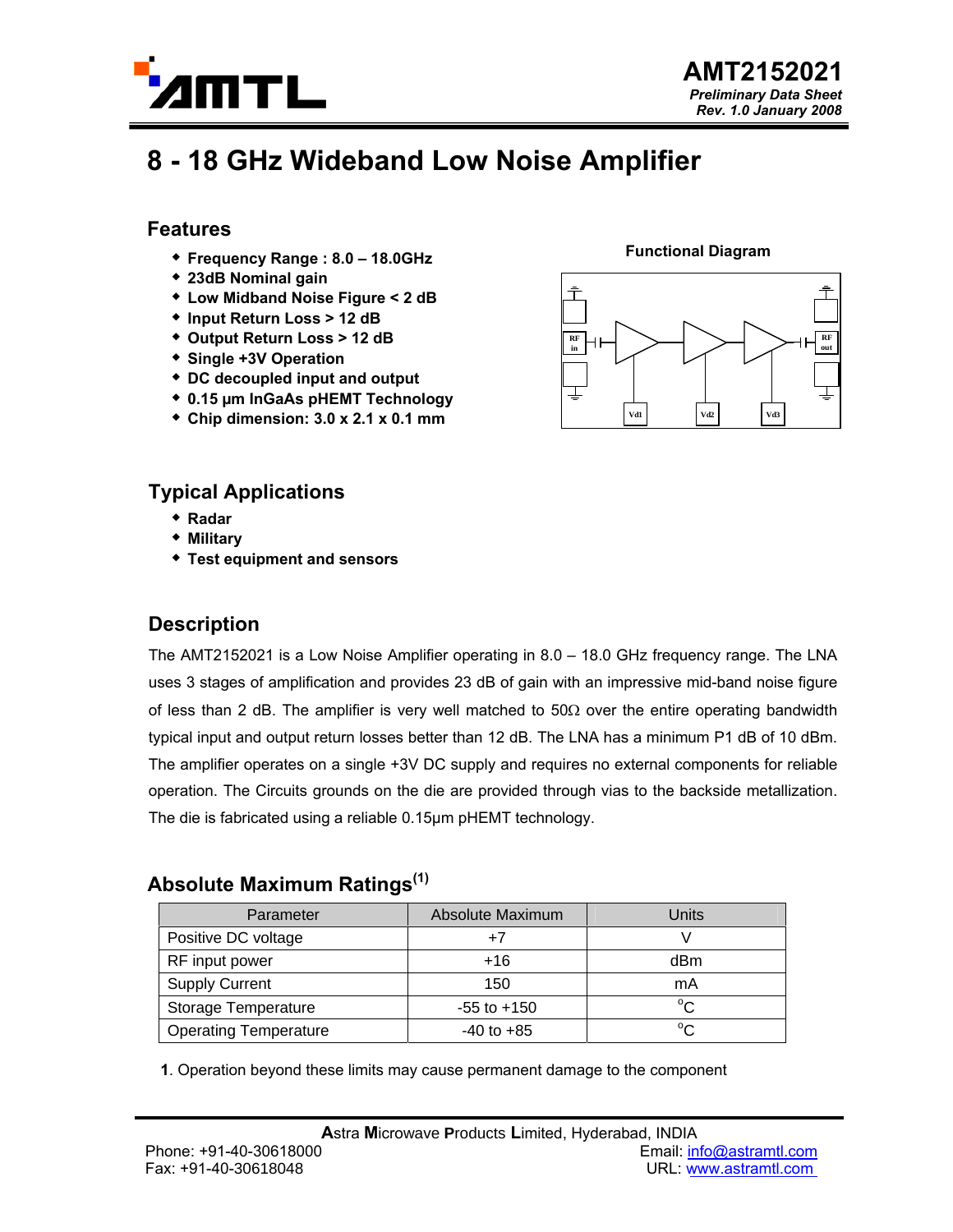# AMT2152021

***Preliminary Data Sheet***
***Rev. 1.0 January 2008***

# 8 - 18 GHz Wideband Low Noise Amplifier

## Features

- **Frequency Range : 8.0 – 18.0GHz**
- **23dB Nominal gain**
- **Low Midband Noise Figure < 2 dB**
- **Input Return Loss > 12 dB**
- **Output Return Loss > 12 dB**
- **Single +3V Operation**
- **DC decoupled input and output**
- **0.15 µm InGaAs pHEMT Technology**
- **Chip dimension: 3.0 x 2.1 x 0.1 mm**

**Functional Diagram**

## Typical Applications

- **Radar**
- **Military**
- **Test equipment and sensors**

## Description

The AMT2152021 is a Low Noise Amplifier operating in 8.0 – 18.0 GHz frequency range. The LNA uses 3 stages of amplification and provides 23 dB of gain with an impressive mid-band noise figure of less than 2 dB. The amplifier is very well matched to 50Ω over the entire operating bandwidth typical input and output return losses better than 12 dB. The LNA has a minimum P1 dB of 10 dBm. The amplifier operates on a single +3V DC supply and requires no external components for reliable operation. The Circuits grounds on the die are provided through vias to the backside metallization. The die is fabricated using a reliable 0.15µm pHEMT technology.

## Absolute Maximum Ratings[1]

| Parameter | Absolute Maximum | Units |
|---|---|---|
| Positive DC voltage | +7 | V |
| RF input power | +16 | dBm |
| Supply Current | 150 | mA |
| Storage Temperature | -55 to +150 | $^{o}$C |
| Operating Temperature | -40 to +85 | $^{o}$C |

**1**. Operation beyond these limits may cause permanent damage to the component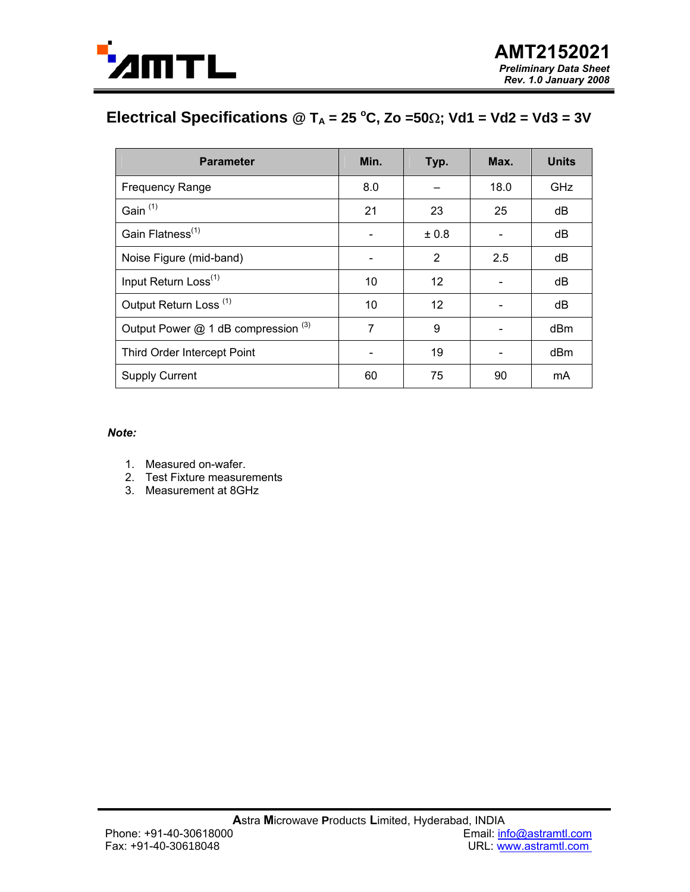## Electrical Specifications @ $T_A$ = 25 °C, Zo =50Ω; Vd1 = Vd2 = Vd3 = 3V

| Parameter | Min. | Typ. | Max. | Units |
|---|---|---|---|---|
| Frequency Range | 8.0 | – | 18.0 | GHz |
| Gain (1) | 21 | 23 | 25 | dB |
| Gain Flatness(1) | - | ± 0.8 | - | dB |
| Noise Figure (mid-band) | - | 2 | 2.5 | dB |
| Input Return Loss(1) | 10 | 12 | - | dB |
| Output Return Loss (1) | 10 | 12 | - | dB |
| Output Power @ 1 dB compression (3) | 7 | 9 | - | dBm |
| Third Order Intercept Point | - | 19 | - | dBm |
| Supply Current | 60 | 75 | 90 | mA |

***Note:***

1. Measured on-wafer.
2. Test Fixture measurements
3. Measurement at 8GHz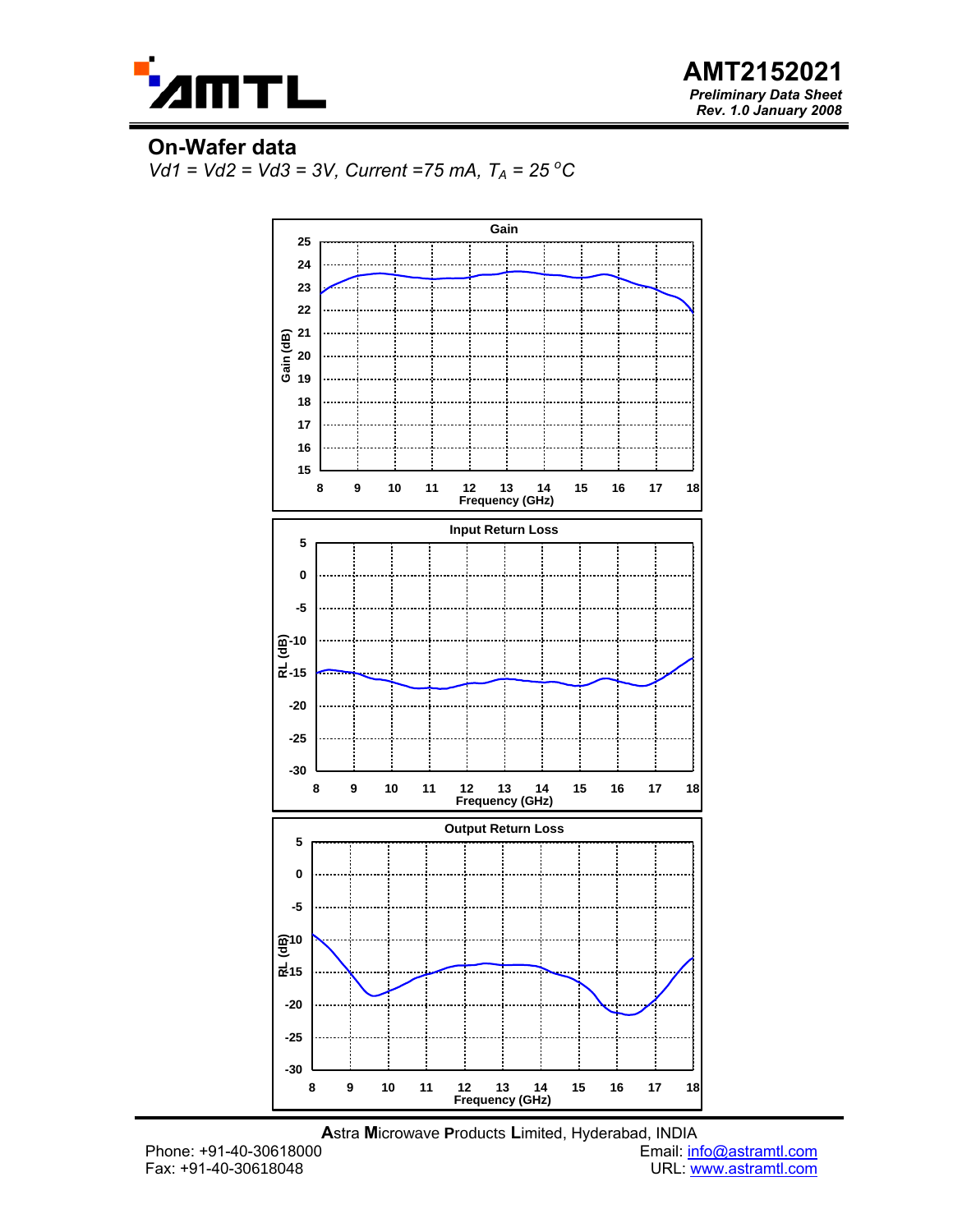## On-Wafer data

*Vd1 = Vd2 = Vd3 = 3V, Current =75 mA, $T_A$ = 25 °C*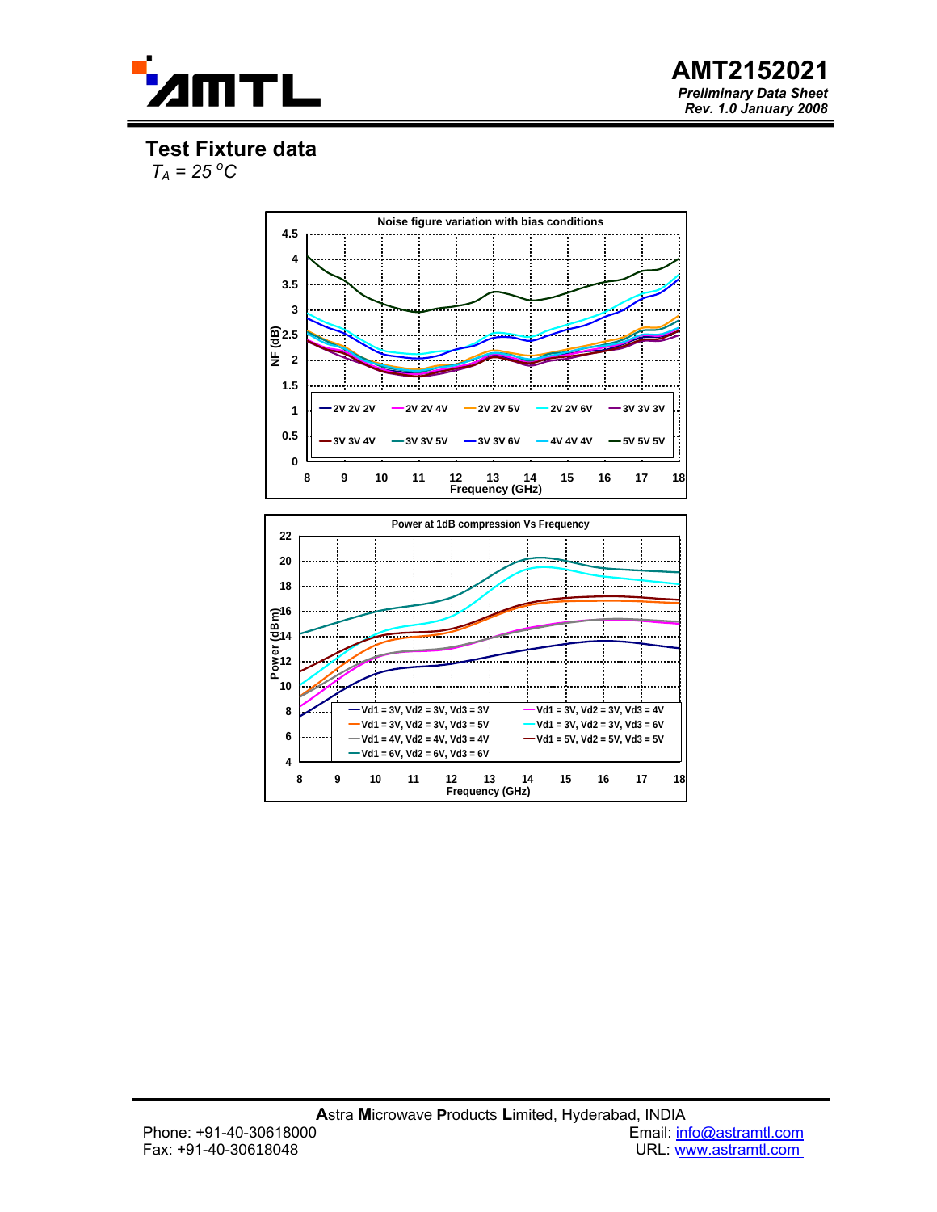## Test Fixture data

$T_A = 25\,^{o}C$

Noise figure variation with bias conditions

NF (dB)

Frequency (GHz)

2V 2V 2V, 2V 2V 4V, 2V 2V 5V, 2V 2V 6V, 3V 3V 3V, 3V 3V 4V, 3V 3V 5V, 3V 3V 6V, 4V 4V 4V, 5V 5V 5V

Power at 1dB compression Vs Frequency

Power (dBm)

Frequency (GHz)

Vd1 = 3V, Vd2 = 3V, Vd3 = 3V; Vd1 = 3V, Vd2 = 3V, Vd3 = 4V; Vd1 = 3V, Vd2 = 3V, Vd3 = 5V; Vd1 = 3V, Vd2 = 3V, Vd3 = 6V; Vd1 = 4V, Vd2 = 4V, Vd3 = 4V; Vd1 = 5V, Vd2 = 5V, Vd3 = 5V; Vd1 = 6V, Vd2 = 6V, Vd3 = 6V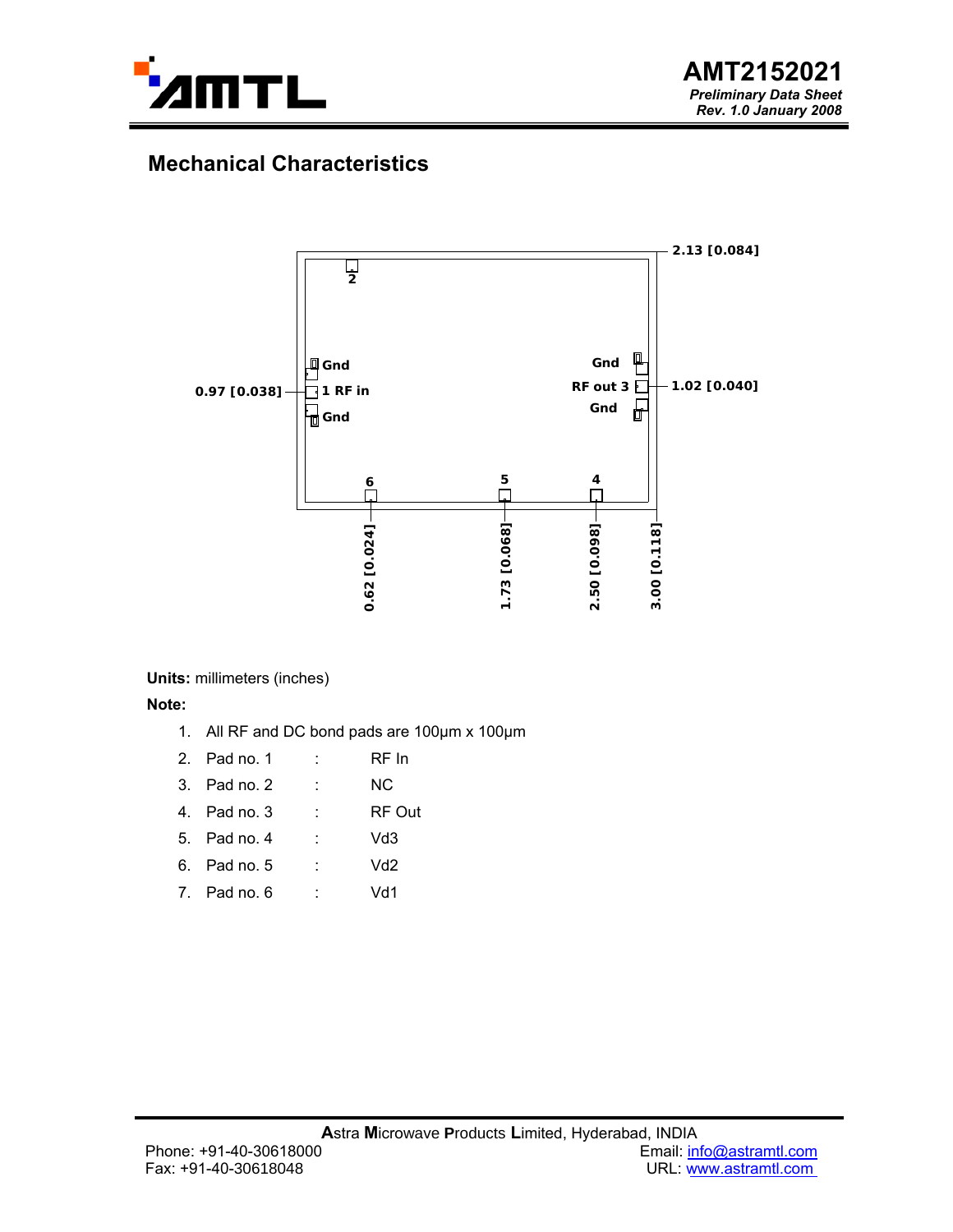## Mechanical Characteristics

2.13 [0.084]

0.97 [0.038]

1.02 [0.040]

2

Gnd

1 RF in

Gnd

Gnd

RF out 3

Gnd

6

5

4

0.62 [0.024]

1.73 [0.068]

2.50 [0.098]

3.00 [0.118]

**Units:** millimeters (inches)

**Note:**

1. All RF and DC bond pads are 100µm x 100µm
2. Pad no. 1 : RF In
3. Pad no. 2 : NC
4. Pad no. 3 : RF Out
5. Pad no. 4 : Vd3
6. Pad no. 5 : Vd2
7. Pad no. 6 : Vd1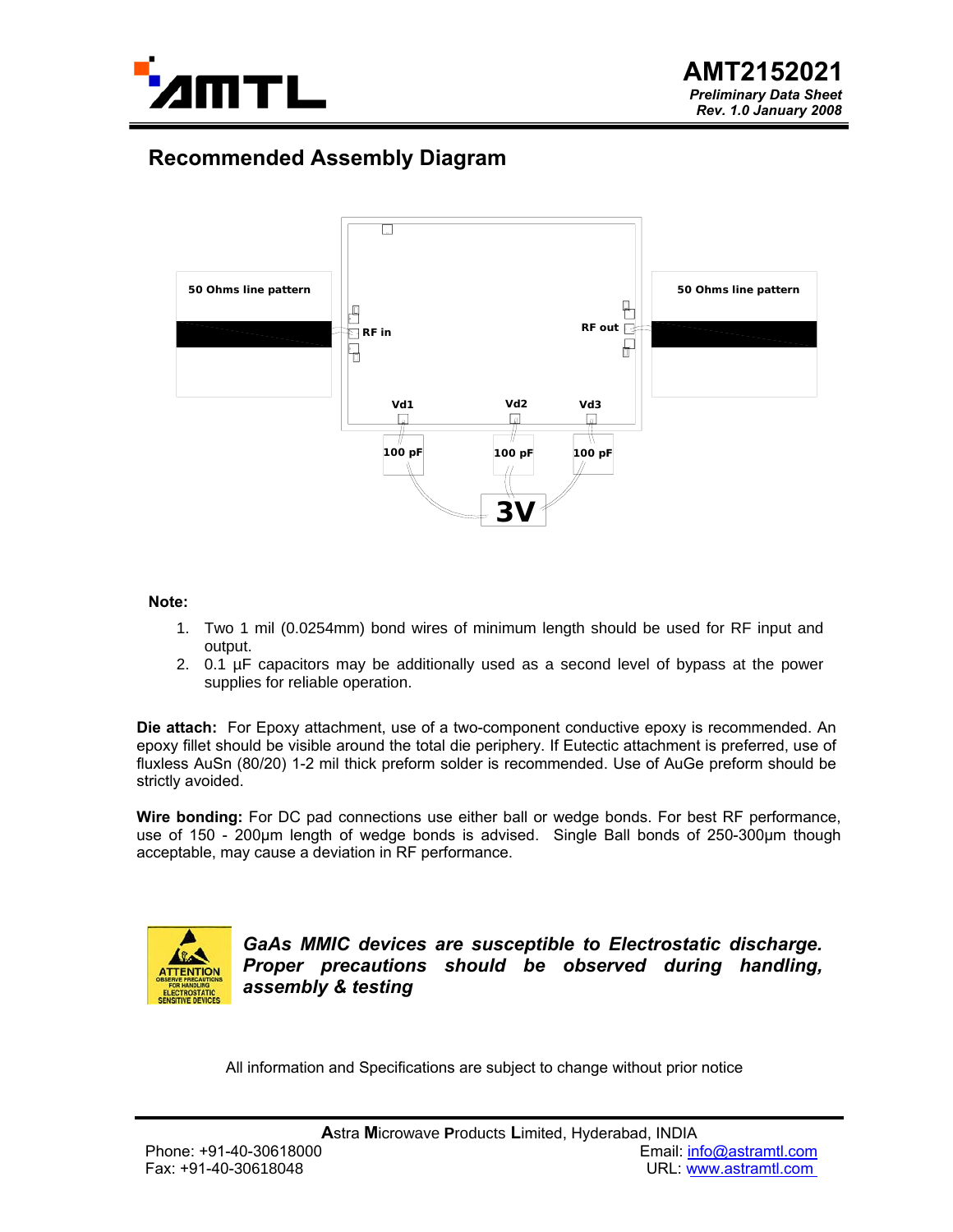## Recommended Assembly Diagram

50 Ohms line pattern

50 Ohms line pattern

RF in

RF out

Vd1

Vd2

Vd3

100 pF

100 pF

100 pF

3V

**Note:**

1. Two 1 mil (0.0254mm) bond wires of minimum length should be used for RF input and output.
2. 0.1 µF capacitors may be additionally used as a second level of bypass at the power supplies for reliable operation.

**Die attach:** For Epoxy attachment, use of a two-component conductive epoxy is recommended. An epoxy fillet should be visible around the total die periphery. If Eutectic attachment is preferred, use of fluxless AuSn (80/20) 1-2 mil thick preform solder is recommended. Use of AuGe preform should be strictly avoided.

**Wire bonding:** For DC pad connections use either ball or wedge bonds. For best RF performance, use of 150 - 200µm length of wedge bonds is advised. Single Ball bonds of 250-300µm though acceptable, may cause a deviation in RF performance.

ATTENTION
OBSERVE PRECAUTIONS FOR HANDLING ELECTROSTATIC SENSITIVE DEVICES

***GaAs MMIC devices are susceptible to Electrostatic discharge. Proper precautions should be observed during handling, assembly & testing***

All information and Specifications are subject to change without prior notice

**A**stra **M**icrowave **P**roducts **L**imited, Hyderabad, INDIA

Phone: +91-40-30618000
Fax: +91-40-30618048

Email: info@astramtl.com
URL: www.astramtl.com